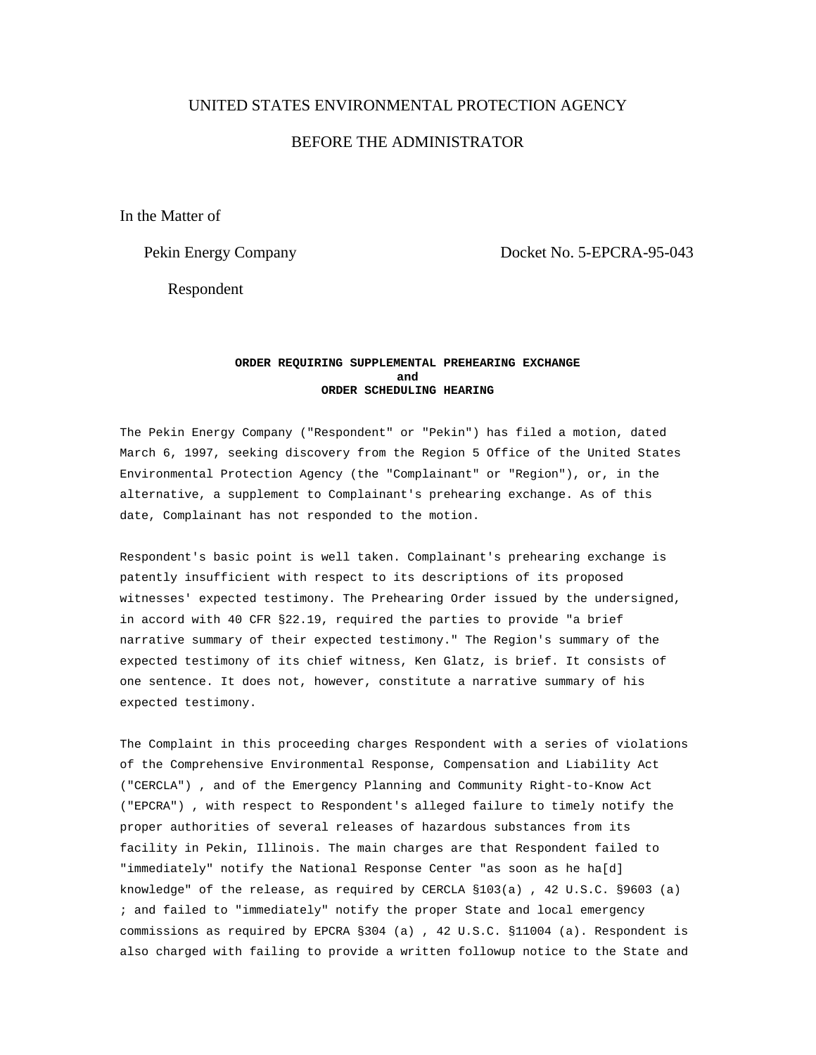UNITED STATES ENVIRONMENTAL PROTECTION AGENCY

BEFORE THE ADMINISTRATOR

In the Matter of

Pekin Energy Company — Docket No. 5-EPCRA-95-043

Respondent

**ORDER REQUIRING SUPPLEMENTAL PREHEARING EXCHANGE**
**and**
**ORDER SCHEDULING HEARING**

The Pekin Energy Company ("Respondent" or "Pekin") has filed a motion, dated March 6, 1997, seeking discovery from the Region 5 Office of the United States Environmental Protection Agency (the "Complainant" or "Region"), or, in the alternative, a supplement to Complainant's prehearing exchange. As of this date, Complainant has not responded to the motion.

Respondent's basic point is well taken. Complainant's prehearing exchange is patently insufficient with respect to its descriptions of its proposed witnesses' expected testimony. The Prehearing Order issued by the undersigned, in accord with 40 CFR §22.19, required the parties to provide "a brief narrative summary of their expected testimony." The Region's summary of the expected testimony of its chief witness, Ken Glatz, is brief. It consists of one sentence. It does not, however, constitute a narrative summary of his expected testimony.

The Complaint in this proceeding charges Respondent with a series of violations of the Comprehensive Environmental Response, Compensation and Liability Act ("CERCLA") , and of the Emergency Planning and Community Right-to-Know Act ("EPCRA") , with respect to Respondent's alleged failure to timely notify the proper authorities of several releases of hazardous substances from its facility in Pekin, Illinois. The main charges are that Respondent failed to "immediately" notify the National Response Center "as soon as he ha[d] knowledge" of the release, as required by CERCLA §103(a) , 42 U.S.C. §9603 (a) ; and failed to "immediately" notify the proper State and local emergency commissions as required by EPCRA §304 (a) , 42 U.S.C. §11004 (a). Respondent is also charged with failing to provide a written followup notice to the State and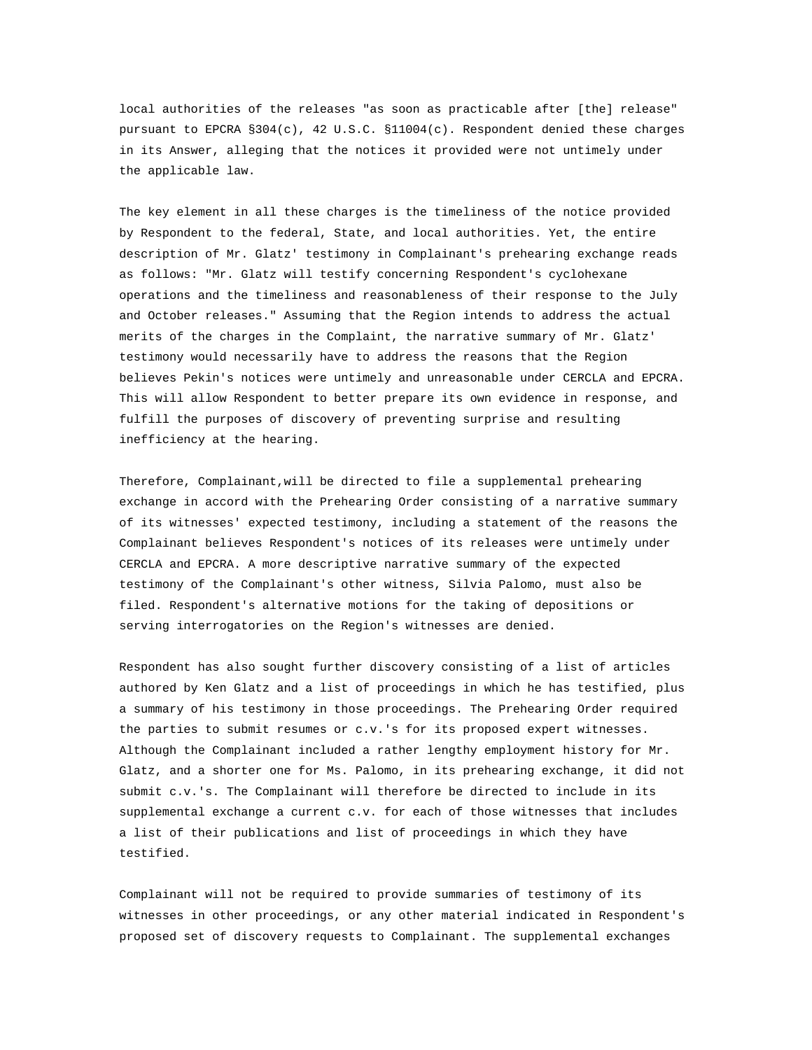local authorities of the releases "as soon as practicable after [the] release" pursuant to EPCRA §304(c), 42 U.S.C. §11004(c). Respondent denied these charges in its Answer, alleging that the notices it provided were not untimely under the applicable law.

The key element in all these charges is the timeliness of the notice provided by Respondent to the federal, State, and local authorities. Yet, the entire description of Mr. Glatz' testimony in Complainant's prehearing exchange reads as follows: "Mr. Glatz will testify concerning Respondent's cyclohexane operations and the timeliness and reasonableness of their response to the July and October releases." Assuming that the Region intends to address the actual merits of the charges in the Complaint, the narrative summary of Mr. Glatz' testimony would necessarily have to address the reasons that the Region believes Pekin's notices were untimely and unreasonable under CERCLA and EPCRA. This will allow Respondent to better prepare its own evidence in response, and fulfill the purposes of discovery of preventing surprise and resulting inefficiency at the hearing.

Therefore, Complainant,will be directed to file a supplemental prehearing exchange in accord with the Prehearing Order consisting of a narrative summary of its witnesses' expected testimony, including a statement of the reasons the Complainant believes Respondent's notices of its releases were untimely under CERCLA and EPCRA. A more descriptive narrative summary of the expected testimony of the Complainant's other witness, Silvia Palomo, must also be filed. Respondent's alternative motions for the taking of depositions or serving interrogatories on the Region's witnesses are denied.

Respondent has also sought further discovery consisting of a list of articles authored by Ken Glatz and a list of proceedings in which he has testified, plus a summary of his testimony in those proceedings. The Prehearing Order required the parties to submit resumes or c.v.'s for its proposed expert witnesses. Although the Complainant included a rather lengthy employment history for Mr. Glatz, and a shorter one for Ms. Palomo, in its prehearing exchange, it did not submit c.v.'s. The Complainant will therefore be directed to include in its supplemental exchange a current c.v. for each of those witnesses that includes a list of their publications and list of proceedings in which they have testified.

Complainant will not be required to provide summaries of testimony of its witnesses in other proceedings, or any other material indicated in Respondent's proposed set of discovery requests to Complainant. The supplemental exchanges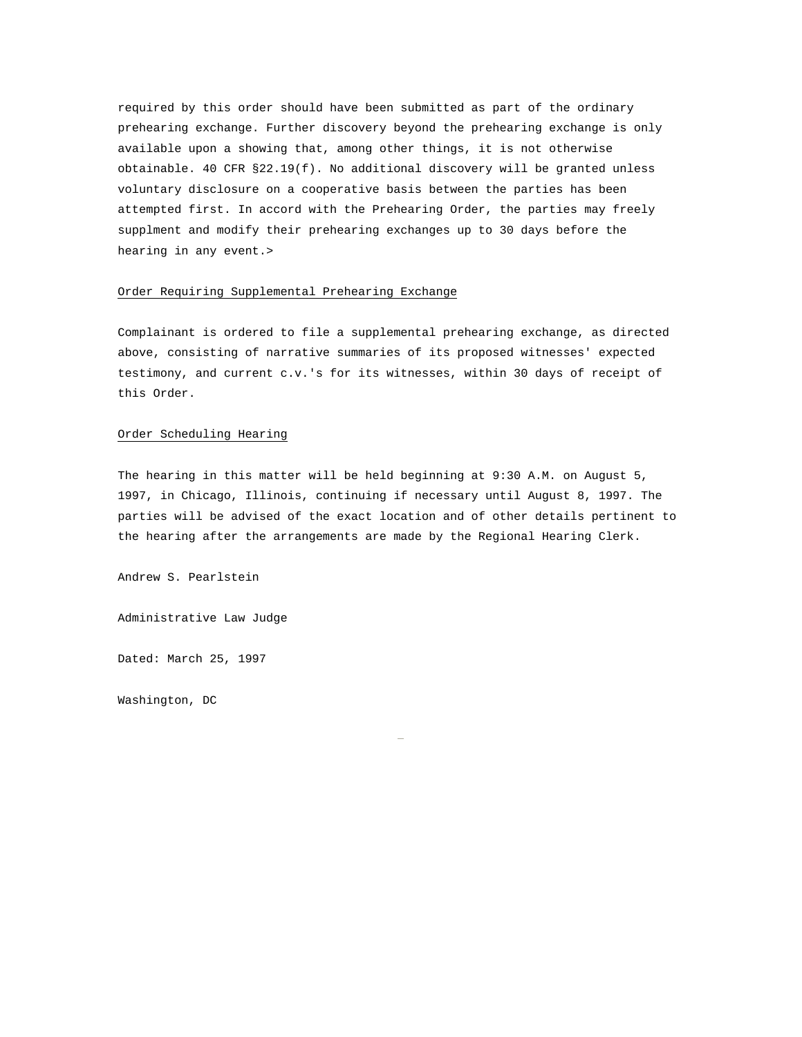required by this order should have been submitted as part of the ordinary prehearing exchange. Further discovery beyond the prehearing exchange is only available upon a showing that, among other things, it is not otherwise obtainable. 40 CFR §22.19(f). No additional discovery will be granted unless voluntary disclosure on a cooperative basis between the parties has been attempted first. In accord with the Prehearing Order, the parties may freely supplment and modify their prehearing exchanges up to 30 days before the hearing in any event.>

Order Requiring Supplemental Prehearing Exchange

Complainant is ordered to file a supplemental prehearing exchange, as directed above, consisting of narrative summaries of its proposed witnesses' expected testimony, and current c.v.'s for its witnesses, within 30 days of receipt of this Order.

Order Scheduling Hearing

The hearing in this matter will be held beginning at 9:30 A.M. on August 5, 1997, in Chicago, Illinois, continuing if necessary until August 8, 1997. The parties will be advised of the exact location and of other details pertinent to the hearing after the arrangements are made by the Regional Hearing Clerk.

Andrew S. Pearlstein

Administrative Law Judge

Dated: March 25, 1997

Washington, DC